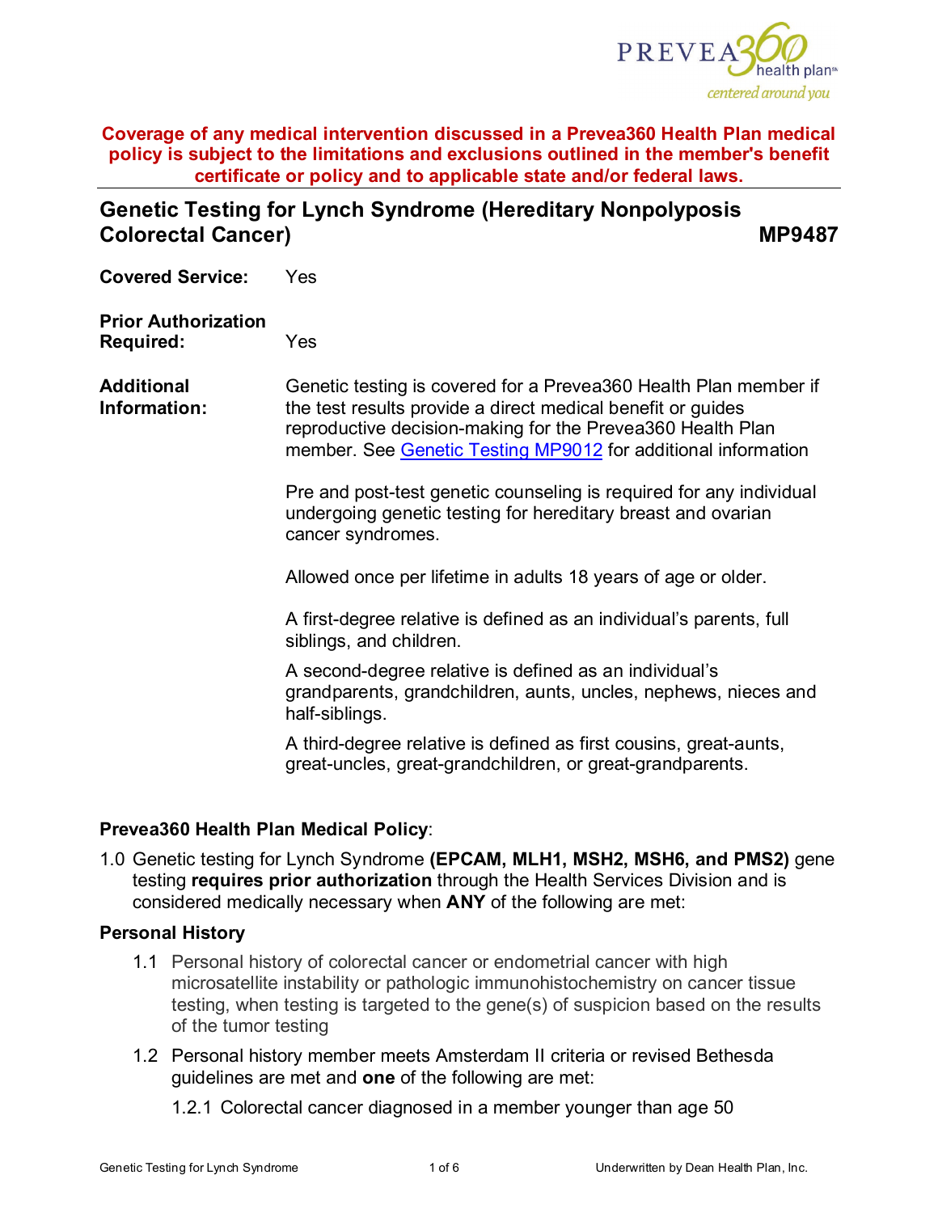**Coverage of any medical intervention discussed in a Prevea360 Health Plan medical policy is subject to the limitations and exclusions outlined in the member's benefit certificate or policy and to applicable state and/or federal laws.**

# Genetic Testing for Lynch Syndrome (Hereditary Nonpolyposis Colorectal Cancer) MP9487

**Covered Service:** Yes

**Prior Authorization Required:** Yes

**Additional Information:** Genetic testing is covered for a Prevea360 Health Plan member if the test results provide a direct medical benefit or guides reproductive decision-making for the Prevea360 Health Plan member. See Genetic Testing MP9012 for additional information

Pre and post-test genetic counseling is required for any individual undergoing genetic testing for hereditary breast and ovarian cancer syndromes.

Allowed once per lifetime in adults 18 years of age or older.

A first-degree relative is defined as an individual's parents, full siblings, and children.

A second-degree relative is defined as an individual's grandparents, grandchildren, aunts, uncles, nephews, nieces and half-siblings.

A third-degree relative is defined as first cousins, great-aunts, great-uncles, great-grandchildren, or great-grandparents.

## Prevea360 Health Plan Medical Policy:

1.0 Genetic testing for Lynch Syndrome **(EPCAM, MLH1, MSH2, MSH6, and PMS2)** gene testing **requires prior authorization** through the Health Services Division and is considered medically necessary when **ANY** of the following are met:

### Personal History

1.1 Personal history of colorectal cancer or endometrial cancer with high microsatellite instability or pathologic immunohistochemistry on cancer tissue testing, when testing is targeted to the gene(s) of suspicion based on the results of the tumor testing

1.2 Personal history member meets Amsterdam II criteria or revised Bethesda guidelines are met and **one** of the following are met:

1.2.1 Colorectal cancer diagnosed in a member younger than age 50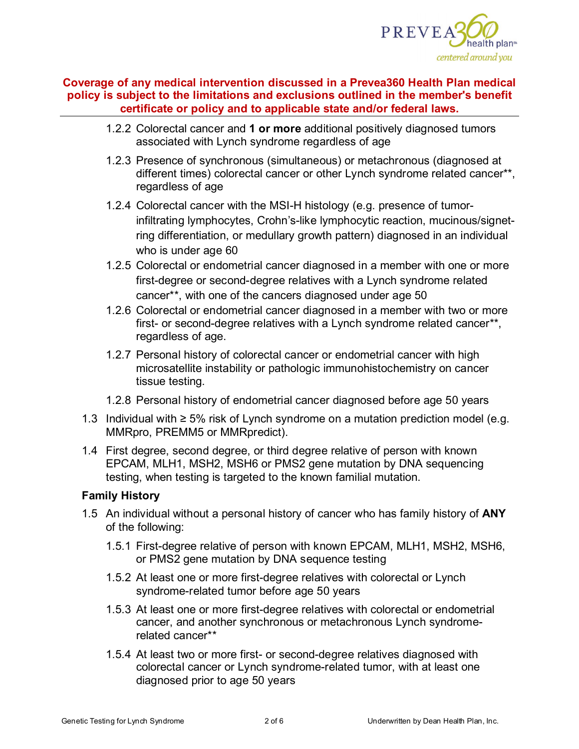**Coverage of any medical intervention discussed in a Prevea360 Health Plan medical policy is subject to the limitations and exclusions outlined in the member's benefit certificate or policy and to applicable state and/or federal laws.**

- 1.2.2 Colorectal cancer and **1 or more** additional positively diagnosed tumors associated with Lynch syndrome regardless of age
- 1.2.3 Presence of synchronous (simultaneous) or metachronous (diagnosed at different times) colorectal cancer or other Lynch syndrome related cancer**, regardless of age
- 1.2.4 Colorectal cancer with the MSI-H histology (e.g. presence of tumor-infiltrating lymphocytes, Crohn's-like lymphocytic reaction, mucinous/signet-ring differentiation, or medullary growth pattern) diagnosed in an individual who is under age 60
- 1.2.5 Colorectal or endometrial cancer diagnosed in a member with one or more first-degree or second-degree relatives with a Lynch syndrome related cancer**, with one of the cancers diagnosed under age 50
- 1.2.6 Colorectal or endometrial cancer diagnosed in a member with two or more first- or second-degree relatives with a Lynch syndrome related cancer**, regardless of age.
- 1.2.7 Personal history of colorectal cancer or endometrial cancer with high microsatellite instability or pathologic immunohistochemistry on cancer tissue testing.
- 1.2.8 Personal history of endometrial cancer diagnosed before age 50 years

1.3 Individual with ≥ 5% risk of Lynch syndrome on a mutation prediction model (e.g. MMRpro, PREMM5 or MMRpredict).

1.4 First degree, second degree, or third degree relative of person with known EPCAM, MLH1, MSH2, MSH6 or PMS2 gene mutation by DNA sequencing testing, when testing is targeted to the known familial mutation.

**Family History**

1.5 An individual without a personal history of cancer who has family history of **ANY** of the following:

- 1.5.1 First-degree relative of person with known EPCAM, MLH1, MSH2, MSH6, or PMS2 gene mutation by DNA sequence testing
- 1.5.2 At least one or more first-degree relatives with colorectal or Lynch syndrome-related tumor before age 50 years
- 1.5.3 At least one or more first-degree relatives with colorectal or endometrial cancer, and another synchronous or metachronous Lynch syndrome-related cancer**
- 1.5.4 At least two or more first- or second-degree relatives diagnosed with colorectal cancer or Lynch syndrome-related tumor, with at least one diagnosed prior to age 50 years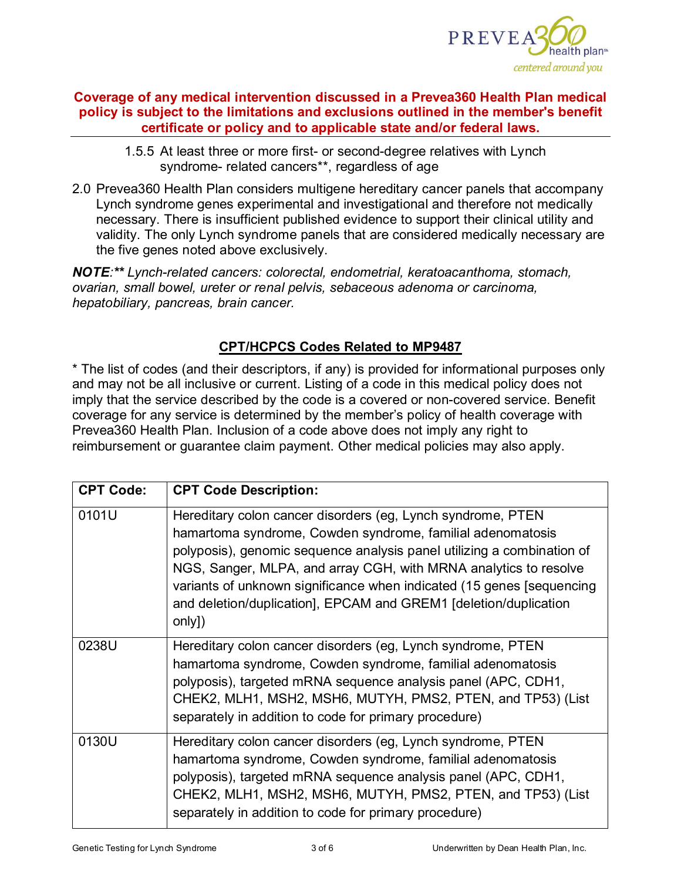**Coverage of any medical intervention discussed in a Prevea360 Health Plan medical policy is subject to the limitations and exclusions outlined in the member's benefit certificate or policy and to applicable state and/or federal laws.**

1.5.5 At least three or more first- or second-degree relatives with Lynch syndrome- related cancers**, regardless of age

2.0 Prevea360 Health Plan considers multigene hereditary cancer panels that accompany Lynch syndrome genes experimental and investigational and therefore not medically necessary. There is insufficient published evidence to support their clinical utility and validity. The only Lynch syndrome panels that are considered medically necessary are the five genes noted above exclusively.

***NOTE*:\*\* *Lynch-related cancers: colorectal, endometrial, keratoacanthoma, stomach, ovarian, small bowel, ureter or renal pelvis, sebaceous adenoma or carcinoma, hepatobiliary, pancreas, brain cancer.***

## CPT/HCPCS Codes Related to MP9487

* The list of codes (and their descriptors, if any) is provided for informational purposes only and may not be all inclusive or current. Listing of a code in this medical policy does not imply that the service described by the code is a covered or non-covered service. Benefit coverage for any service is determined by the member's policy of health coverage with Prevea360 Health Plan. Inclusion of a code above does not imply any right to reimbursement or guarantee claim payment. Other medical policies may also apply.

| CPT Code: | CPT Code Description: |
|---|---|
| 0101U | Hereditary colon cancer disorders (eg, Lynch syndrome, PTEN hamartoma syndrome, Cowden syndrome, familial adenomatosis polyposis), genomic sequence analysis panel utilizing a combination of NGS, Sanger, MLPA, and array CGH, with MRNA analytics to resolve variants of unknown significance when indicated (15 genes [sequencing and deletion/duplication], EPCAM and GREM1 [deletion/duplication only]) |
| 0238U | Hereditary colon cancer disorders (eg, Lynch syndrome, PTEN hamartoma syndrome, Cowden syndrome, familial adenomatosis polyposis), targeted mRNA sequence analysis panel (APC, CDH1, CHEK2, MLH1, MSH2, MSH6, MUTYH, PMS2, PTEN, and TP53) (List separately in addition to code for primary procedure) |
| 0130U | Hereditary colon cancer disorders (eg, Lynch syndrome, PTEN hamartoma syndrome, Cowden syndrome, familial adenomatosis polyposis), targeted mRNA sequence analysis panel (APC, CDH1, CHEK2, MLH1, MSH2, MSH6, MUTYH, PMS2, PTEN, and TP53) (List separately in addition to code for primary procedure) |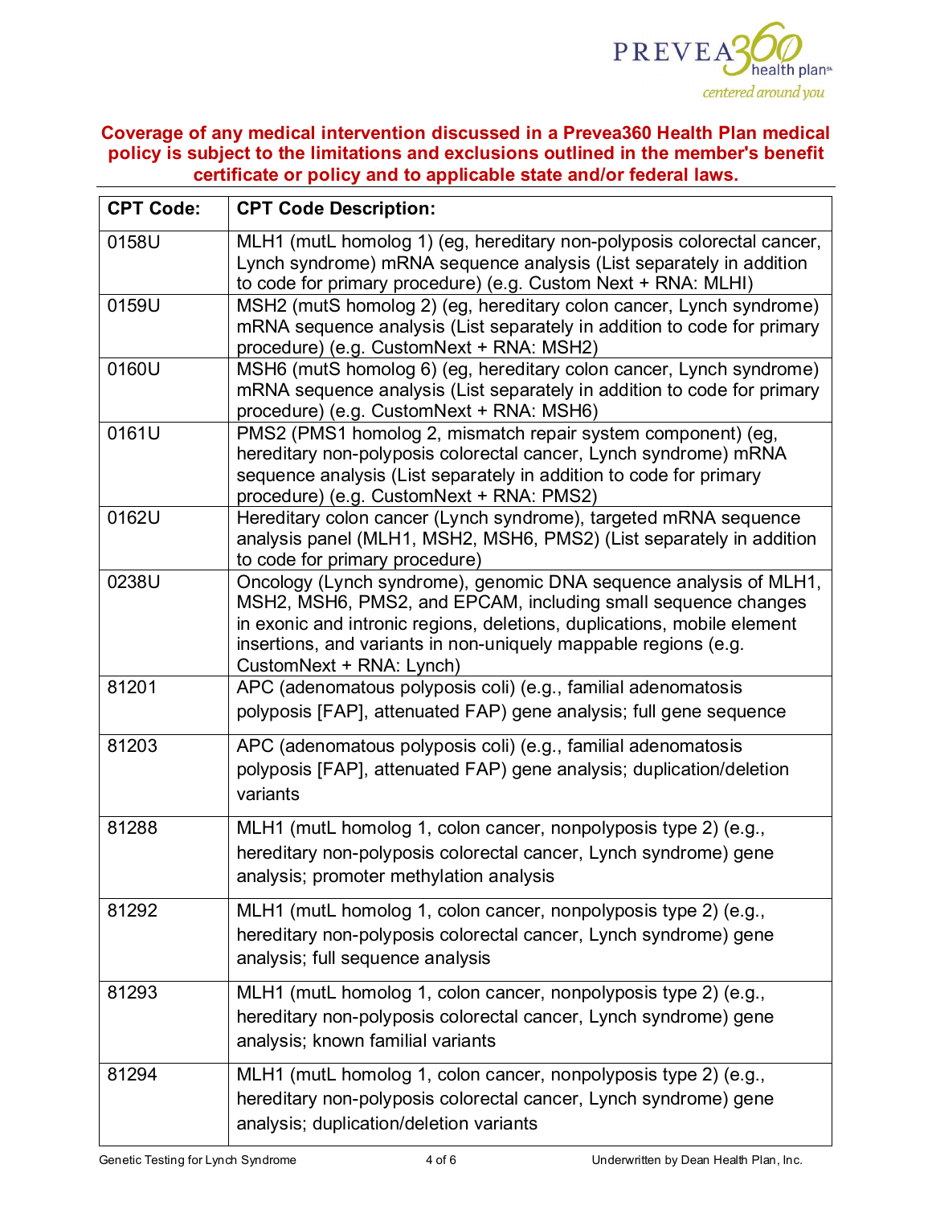**Coverage of any medical intervention discussed in a Prevea360 Health Plan medical policy is subject to the limitations and exclusions outlined in the member's benefit certificate or policy and to applicable state and/or federal laws.**

| CPT Code: | CPT Code Description: |
|---|---|
| 0158U | MLH1 (mutL homolog 1) (eg, hereditary non-polyposis colorectal cancer, Lynch syndrome) mRNA sequence analysis (List separately in addition to code for primary procedure) (e.g. Custom Next + RNA: MLHI) |
| 0159U | MSH2 (mutS homolog 2) (eg, hereditary colon cancer, Lynch syndrome) mRNA sequence analysis (List separately in addition to code for primary procedure) (e.g. CustomNext + RNA: MSH2) |
| 0160U | MSH6 (mutS homolog 6) (eg, hereditary colon cancer, Lynch syndrome) mRNA sequence analysis (List separately in addition to code for primary procedure) (e.g. CustomNext + RNA: MSH6) |
| 0161U | PMS2 (PMS1 homolog 2, mismatch repair system component) (eg, hereditary non-polyposis colorectal cancer, Lynch syndrome) mRNA sequence analysis (List separately in addition to code for primary procedure) (e.g. CustomNext + RNA: PMS2) |
| 0162U | Hereditary colon cancer (Lynch syndrome), targeted mRNA sequence analysis panel (MLH1, MSH2, MSH6, PMS2) (List separately in addition to code for primary procedure) |
| 0238U | Oncology (Lynch syndrome), genomic DNA sequence analysis of MLH1, MSH2, MSH6, PMS2, and EPCAM, including small sequence changes in exonic and intronic regions, deletions, duplications, mobile element insertions, and variants in non-uniquely mappable regions (e.g. CustomNext + RNA: Lynch) |
| 81201 | APC (adenomatous polyposis coli) (e.g., familial adenomatosis polyposis [FAP], attenuated FAP) gene analysis; full gene sequence |
| 81203 | APC (adenomatous polyposis coli) (e.g., familial adenomatosis polyposis [FAP], attenuated FAP) gene analysis; duplication/deletion variants |
| 81288 | MLH1 (mutL homolog 1, colon cancer, nonpolyposis type 2) (e.g., hereditary non-polyposis colorectal cancer, Lynch syndrome) gene analysis; promoter methylation analysis |
| 81292 | MLH1 (mutL homolog 1, colon cancer, nonpolyposis type 2) (e.g., hereditary non-polyposis colorectal cancer, Lynch syndrome) gene analysis; full sequence analysis |
| 81293 | MLH1 (mutL homolog 1, colon cancer, nonpolyposis type 2) (e.g., hereditary non-polyposis colorectal cancer, Lynch syndrome) gene analysis; known familial variants |
| 81294 | MLH1 (mutL homolog 1, colon cancer, nonpolyposis type 2) (e.g., hereditary non-polyposis colorectal cancer, Lynch syndrome) gene analysis; duplication/deletion variants |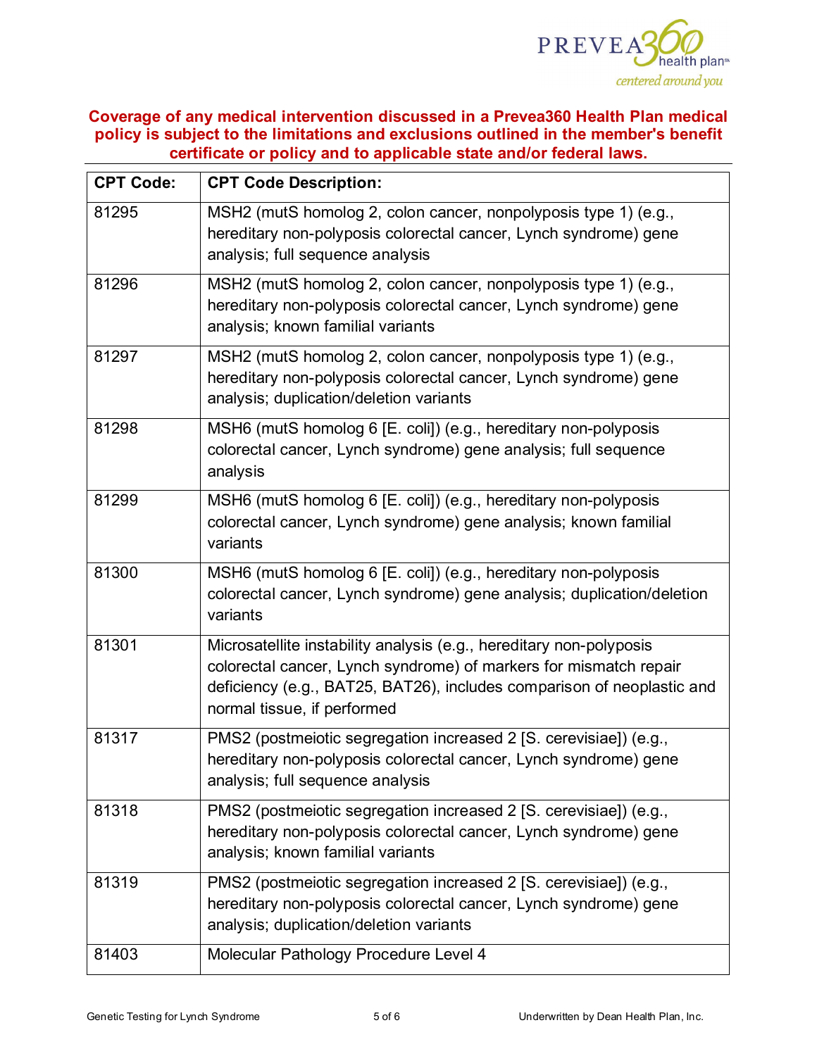**Coverage of any medical intervention discussed in a Prevea360 Health Plan medical policy is subject to the limitations and exclusions outlined in the member's benefit certificate or policy and to applicable state and/or federal laws.**

| CPT Code: | CPT Code Description: |
|---|---|
| 81295 | MSH2 (mutS homolog 2, colon cancer, nonpolyposis type 1) (e.g., hereditary non-polyposis colorectal cancer, Lynch syndrome) gene analysis; full sequence analysis |
| 81296 | MSH2 (mutS homolog 2, colon cancer, nonpolyposis type 1) (e.g., hereditary non-polyposis colorectal cancer, Lynch syndrome) gene analysis; known familial variants |
| 81297 | MSH2 (mutS homolog 2, colon cancer, nonpolyposis type 1) (e.g., hereditary non-polyposis colorectal cancer, Lynch syndrome) gene analysis; duplication/deletion variants |
| 81298 | MSH6 (mutS homolog 6 [E. coli]) (e.g., hereditary non-polyposis colorectal cancer, Lynch syndrome) gene analysis; full sequence analysis |
| 81299 | MSH6 (mutS homolog 6 [E. coli]) (e.g., hereditary non-polyposis colorectal cancer, Lynch syndrome) gene analysis; known familial variants |
| 81300 | MSH6 (mutS homolog 6 [E. coli]) (e.g., hereditary non-polyposis colorectal cancer, Lynch syndrome) gene analysis; duplication/deletion variants |
| 81301 | Microsatellite instability analysis (e.g., hereditary non-polyposis colorectal cancer, Lynch syndrome) of markers for mismatch repair deficiency (e.g., BAT25, BAT26), includes comparison of neoplastic and normal tissue, if performed |
| 81317 | PMS2 (postmeiotic segregation increased 2 [S. cerevisiae]) (e.g., hereditary non-polyposis colorectal cancer, Lynch syndrome) gene analysis; full sequence analysis |
| 81318 | PMS2 (postmeiotic segregation increased 2 [S. cerevisiae]) (e.g., hereditary non-polyposis colorectal cancer, Lynch syndrome) gene analysis; known familial variants |
| 81319 | PMS2 (postmeiotic segregation increased 2 [S. cerevisiae]) (e.g., hereditary non-polyposis colorectal cancer, Lynch syndrome) gene analysis; duplication/deletion variants |
| 81403 | Molecular Pathology Procedure Level 4 |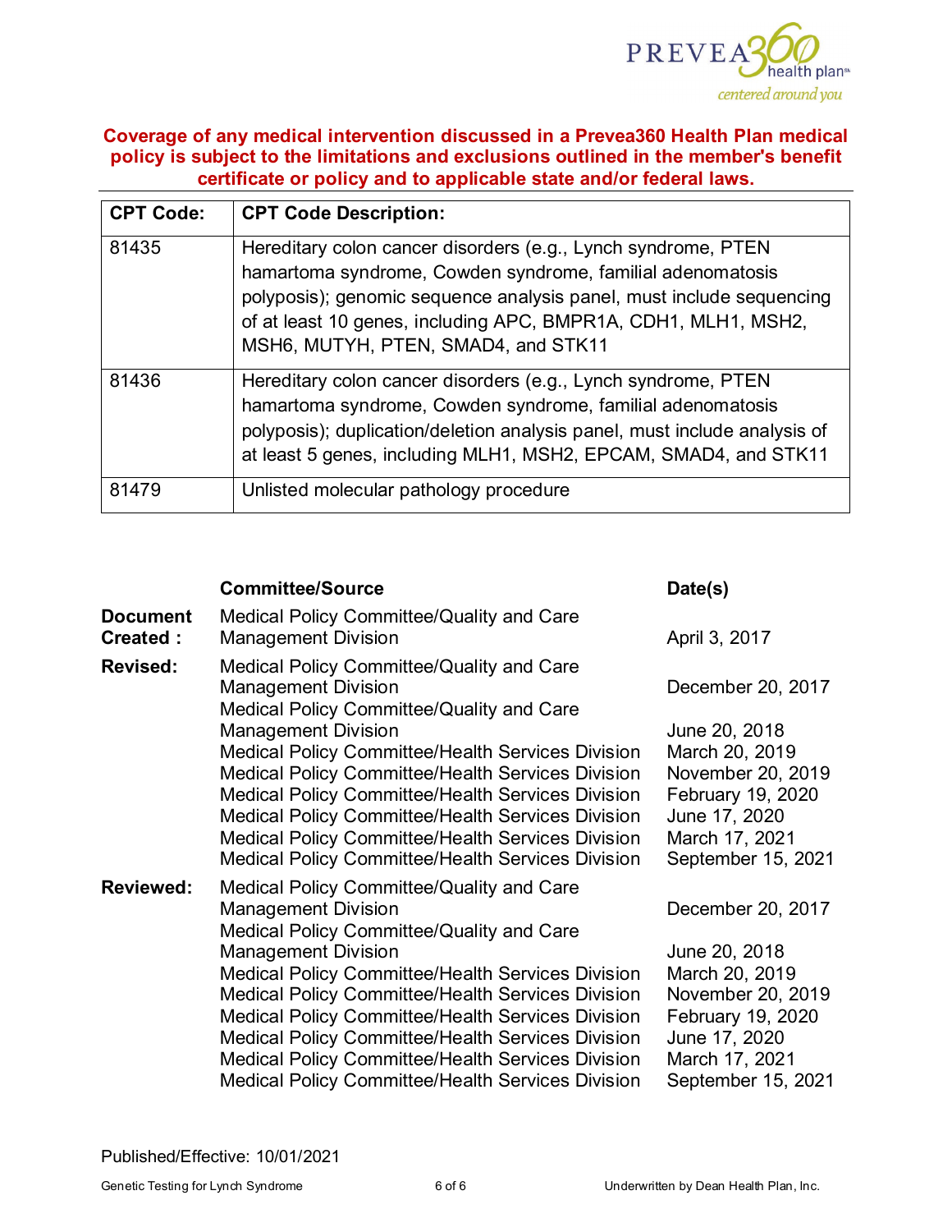**Coverage of any medical intervention discussed in a Prevea360 Health Plan medical policy is subject to the limitations and exclusions outlined in the member's benefit certificate or policy and to applicable state and/or federal laws.**

| CPT Code: | CPT Code Description: |
|---|---|
| 81435 | Hereditary colon cancer disorders (e.g., Lynch syndrome, PTEN hamartoma syndrome, Cowden syndrome, familial adenomatosis polyposis); genomic sequence analysis panel, must include sequencing of at least 10 genes, including APC, BMPR1A, CDH1, MLH1, MSH2, MSH6, MUTYH, PTEN, SMAD4, and STK11 |
| 81436 | Hereditary colon cancer disorders (e.g., Lynch syndrome, PTEN hamartoma syndrome, Cowden syndrome, familial adenomatosis polyposis); duplication/deletion analysis panel, must include analysis of at least 5 genes, including MLH1, MSH2, EPCAM, SMAD4, and STK11 |
| 81479 | Unlisted molecular pathology procedure |

| | Committee/Source | Date(s) |
|---|---|---|
| **Document Created :** | Medical Policy Committee/Quality and Care Management Division | April 3, 2017 |
| **Revised:** | Medical Policy Committee/Quality and Care Management Division | December 20, 2017 |
| | Medical Policy Committee/Quality and Care Management Division | June 20, 2018 |
| | Medical Policy Committee/Health Services Division | March 20, 2019 |
| | Medical Policy Committee/Health Services Division | November 20, 2019 |
| | Medical Policy Committee/Health Services Division | February 19, 2020 |
| | Medical Policy Committee/Health Services Division | June 17, 2020 |
| | Medical Policy Committee/Health Services Division | March 17, 2021 |
| | Medical Policy Committee/Health Services Division | September 15, 2021 |
| **Reviewed:** | Medical Policy Committee/Quality and Care Management Division | December 20, 2017 |
| | Medical Policy Committee/Quality and Care Management Division | June 20, 2018 |
| | Medical Policy Committee/Health Services Division | March 20, 2019 |
| | Medical Policy Committee/Health Services Division | November 20, 2019 |
| | Medical Policy Committee/Health Services Division | February 19, 2020 |
| | Medical Policy Committee/Health Services Division | June 17, 2020 |
| | Medical Policy Committee/Health Services Division | March 17, 2021 |
| | Medical Policy Committee/Health Services Division | September 15, 2021 |

Published/Effective: 10/01/2021